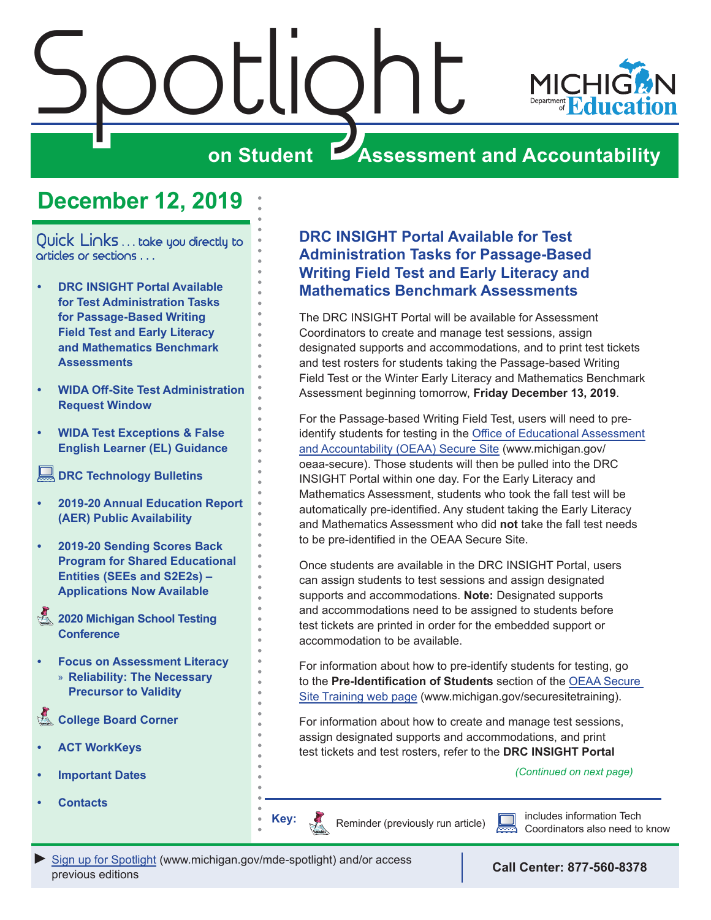# Spotlight on Student Assessment and Accountability

MICHIGAN Department of Education

## December 12, 2019

Quick Links . . . take you directly to articles or sections . . .

- **DRC INSIGHT Portal Available for Test Administration Tasks for Passage-Based Writing Field Test and Early Literacy and Mathematics Benchmark Assessments**
- **WIDA Off-Site Test Administration Request Window**
- **WIDA Test Exceptions & False English Learner (EL) Guidance**
- **DRC Technology Bulletins**
- **2019-20 Annual Education Report (AER) Public Availability**
- **2019-20 Sending Scores Back Program for Shared Educational Entities (SEEs and S2E2s) – Applications Now Available**
- **2020 Michigan School Testing Conference**
- **Focus on Assessment Literacy**
  - » **Reliability: The Necessary Precursor to Validity**
- **College Board Corner**
- **ACT WorkKeys**
- **Important Dates**
- **Contacts**

## DRC INSIGHT Portal Available for Test Administration Tasks for Passage-Based Writing Field Test and Early Literacy and Mathematics Benchmark Assessments

The DRC INSIGHT Portal will be available for Assessment Coordinators to create and manage test sessions, assign designated supports and accommodations, and to print test tickets and test rosters for students taking the Passage-based Writing Field Test or the Winter Early Literacy and Mathematics Benchmark Assessment beginning tomorrow, **Friday December 13, 2019**.

For the Passage-based Writing Field Test, users will need to pre-identify students for testing in the Office of Educational Assessment and Accountability (OEAA) Secure Site (www.michigan.gov/oeaa-secure). Those students will then be pulled into the DRC INSIGHT Portal within one day. For the Early Literacy and Mathematics Assessment, students who took the fall test will be automatically pre-identified. Any student taking the Early Literacy and Mathematics Assessment who did **not** take the fall test needs to be pre-identified in the OEAA Secure Site.

Once students are available in the DRC INSIGHT Portal, users can assign students to test sessions and assign designated supports and accommodations. **Note:** Designated supports and accommodations need to be assigned to students before test tickets are printed in order for the embedded support or accommodation to be available.

For information about how to pre-identify students for testing, go to the **Pre-Identification of Students** section of the OEAA Secure Site Training web page (www.michigan.gov/securesitetraining).

For information about how to create and manage test sessions, assign designated supports and accommodations, and print test tickets and test rosters, refer to the **DRC INSIGHT Portal**

*(Continued on next page)*

**Key:** Reminder (previously run article) | includes information Tech Coordinators also need to know

► Sign up for Spotlight (www.michigan.gov/mde-spotlight) and/or access previous editions

**Call Center: 877-560-8378**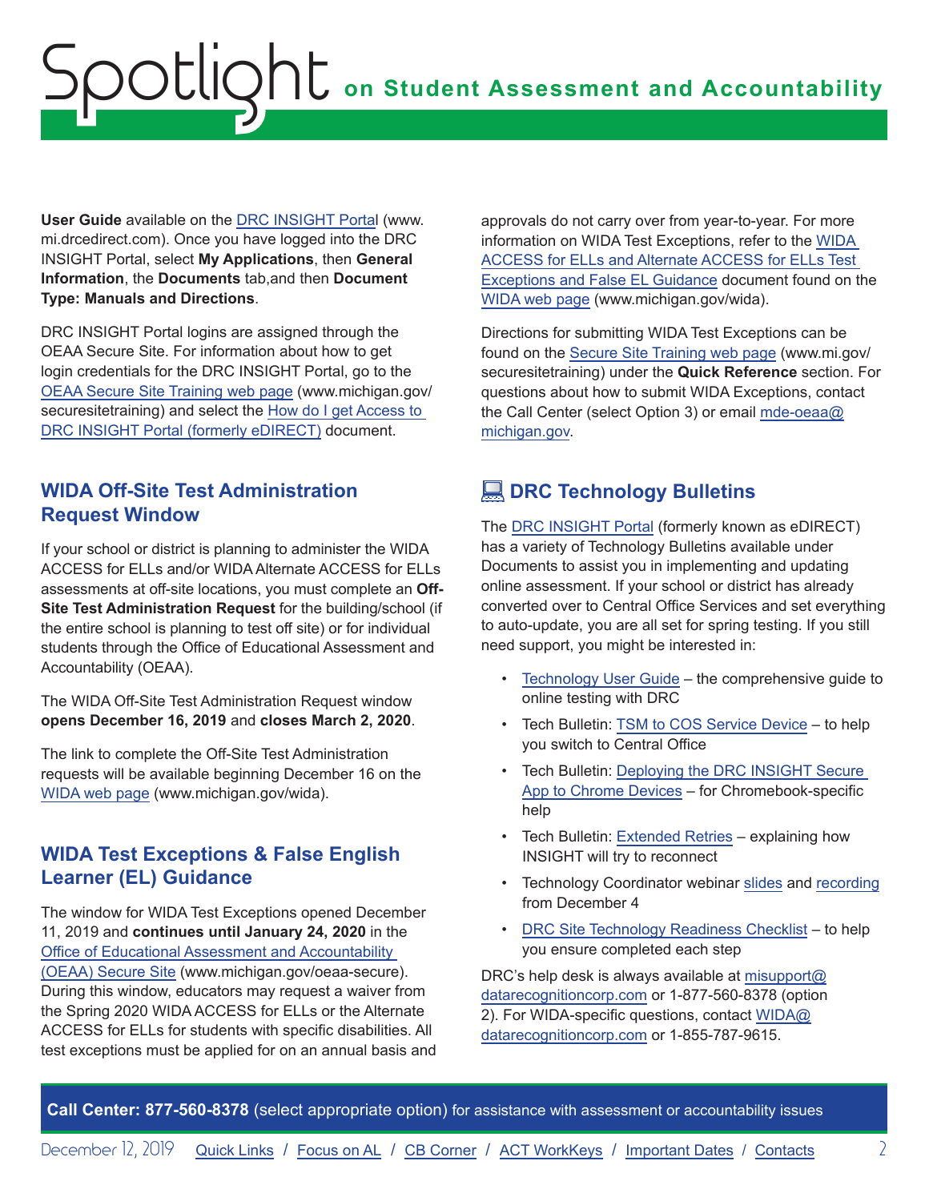**User Guide** available on the DRC INSIGHT Portal (www.mi.drcedirect.com). Once you have logged into the DRC INSIGHT Portal, select **My Applications**, then **General Information**, the **Documents** tab,and then **Document Type: Manuals and Directions**.

DRC INSIGHT Portal logins are assigned through the OEAA Secure Site. For information about how to get login credentials for the DRC INSIGHT Portal, go to the OEAA Secure Site Training web page (www.michigan.gov/securesitetraining) and select the How do I get Access to DRC INSIGHT Portal (formerly eDIRECT) document.

## WIDA Off-Site Test Administration Request Window

If your school or district is planning to administer the WIDA ACCESS for ELLs and/or WIDA Alternate ACCESS for ELLs assessments at off-site locations, you must complete an **Off-Site Test Administration Request** for the building/school (if the entire school is planning to test off site) or for individual students through the Office of Educational Assessment and Accountability (OEAA).

The WIDA Off-Site Test Administration Request window **opens December 16, 2019** and **closes March 2, 2020**.

The link to complete the Off-Site Test Administration requests will be available beginning December 16 on the WIDA web page (www.michigan.gov/wida).

## WIDA Test Exceptions & False English Learner (EL) Guidance

The window for WIDA Test Exceptions opened December 11, 2019 and **continues until January 24, 2020** in the Office of Educational Assessment and Accountability (OEAA) Secure Site (www.michigan.gov/oeaa-secure). During this window, educators may request a waiver from the Spring 2020 WIDA ACCESS for ELLs or the Alternate ACCESS for ELLs for students with specific disabilities. All test exceptions must be applied for on an annual basis and approvals do not carry over from year-to-year. For more information on WIDA Test Exceptions, refer to the WIDA ACCESS for ELLs and Alternate ACCESS for ELLs Test Exceptions and False EL Guidance document found on the WIDA web page (www.michigan.gov/wida).

Directions for submitting WIDA Test Exceptions can be found on the Secure Site Training web page (www.mi.gov/securesitetraining) under the **Quick Reference** section. For questions about how to submit WIDA Exceptions, contact the Call Center (select Option 3) or email mde-oeaa@michigan.gov.

## DRC Technology Bulletins

The DRC INSIGHT Portal (formerly known as eDIRECT) has a variety of Technology Bulletins available under Documents to assist you in implementing and updating online assessment. If your school or district has already converted over to Central Office Services and set everything to auto-update, you are all set for spring testing. If you still need support, you might be interested in:

- Technology User Guide – the comprehensive guide to online testing with DRC
- Tech Bulletin: TSM to COS Service Device – to help you switch to Central Office
- Tech Bulletin: Deploying the DRC INSIGHT Secure App to Chrome Devices – for Chromebook-specific help
- Tech Bulletin: Extended Retries – explaining how INSIGHT will try to reconnect
- Technology Coordinator webinar slides and recording from December 4
- DRC Site Technology Readiness Checklist – to help you ensure completed each step

DRC's help desk is always available at misupport@datarecognitioncorp.com or 1-877-560-8378 (option 2). For WIDA-specific questions, contact WIDA@datarecognitioncorp.com or 1-855-787-9615.

**Call Center: 877-560-8378** (select appropriate option) for assistance with assessment or accountability issues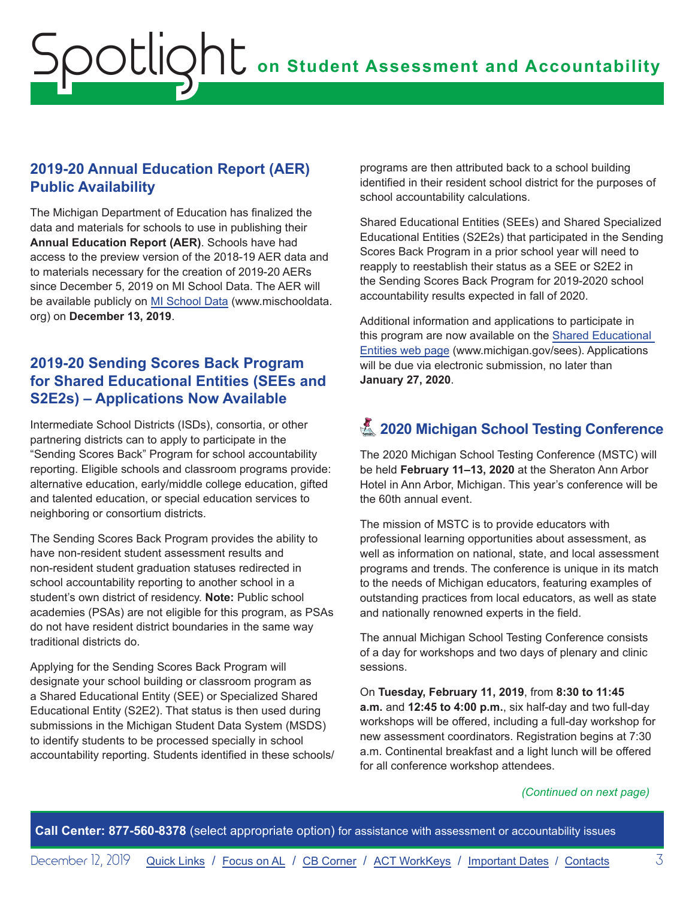## 2019-20 Annual Education Report (AER) Public Availability

The Michigan Department of Education has finalized the data and materials for schools to use in publishing their **Annual Education Report (AER)**. Schools have had access to the preview version of the 2018-19 AER data and to materials necessary for the creation of 2019-20 AERs since December 5, 2019 on MI School Data. The AER will be available publicly on MI School Data (www.mischooldata.org) on **December 13, 2019**.

## 2019-20 Sending Scores Back Program for Shared Educational Entities (SEEs and S2E2s) – Applications Now Available

Intermediate School Districts (ISDs), consortia, or other partnering districts can to apply to participate in the "Sending Scores Back" Program for school accountability reporting. Eligible schools and classroom programs provide: alternative education, early/middle college education, gifted and talented education, or special education services to neighboring or consortium districts.

The Sending Scores Back Program provides the ability to have non-resident student assessment results and non-resident student graduation statuses redirected in school accountability reporting to another school in a student's own district of residency. **Note:** Public school academies (PSAs) are not eligible for this program, as PSAs do not have resident district boundaries in the same way traditional districts do.

Applying for the Sending Scores Back Program will designate your school building or classroom program as a Shared Educational Entity (SEE) or Specialized Shared Educational Entity (S2E2). That status is then used during submissions in the Michigan Student Data System (MSDS) to identify students to be processed specially in school accountability reporting. Students identified in these schools/programs are then attributed back to a school building identified in their resident school district for the purposes of school accountability calculations.

Shared Educational Entities (SEEs) and Shared Specialized Educational Entities (S2E2s) that participated in the Sending Scores Back Program in a prior school year will need to reapply to reestablish their status as a SEE or S2E2 in the Sending Scores Back Program for 2019-2020 school accountability results expected in fall of 2020.

Additional information and applications to participate in this program are now available on the Shared Educational Entities web page (www.michigan.gov/sees). Applications will be due via electronic submission, no later than **January 27, 2020**.

## 2020 Michigan School Testing Conference

The 2020 Michigan School Testing Conference (MSTC) will be held **February 11–13, 2020** at the Sheraton Ann Arbor Hotel in Ann Arbor, Michigan. This year's conference will be the 60th annual event.

The mission of MSTC is to provide educators with professional learning opportunities about assessment, as well as information on national, state, and local assessment programs and trends. The conference is unique in its match to the needs of Michigan educators, featuring examples of outstanding practices from local educators, as well as state and nationally renowned experts in the field.

The annual Michigan School Testing Conference consists of a day for workshops and two days of plenary and clinic sessions.

On **Tuesday, February 11, 2019**, from **8:30 to 11:45 a.m.** and **12:45 to 4:00 p.m.**, six half-day and two full-day workshops will be offered, including a full-day workshop for new assessment coordinators. Registration begins at 7:30 a.m. Continental breakfast and a light lunch will be offered for all conference workshop attendees.

*(Continued on next page)*

**Call Center: 877-560-8378** (select appropriate option) for assistance with assessment or accountability issues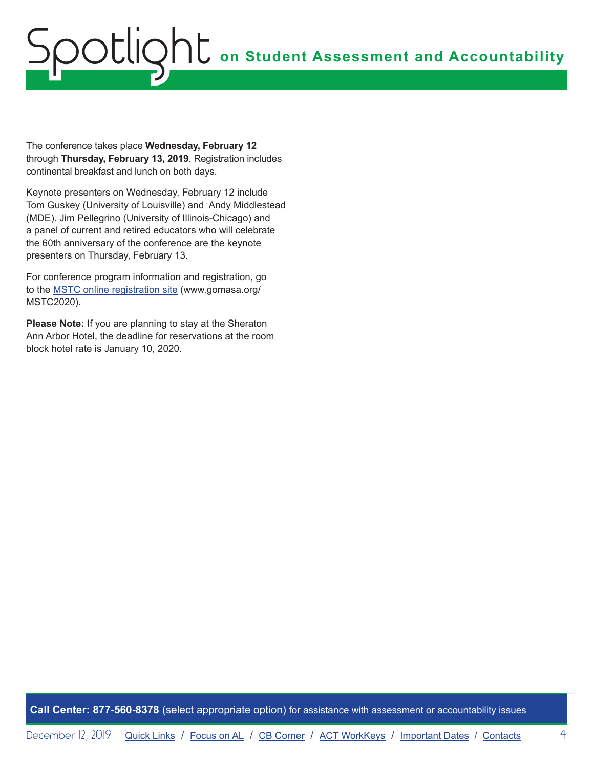The conference takes place **Wednesday, February 12** through **Thursday, February 13, 2019**. Registration includes continental breakfast and lunch on both days.

Keynote presenters on Wednesday, February 12 include Tom Guskey (University of Louisville) and Andy Middlestead (MDE). Jim Pellegrino (University of Illinois-Chicago) and a panel of current and retired educators who will celebrate the 60th anniversary of the conference are the keynote presenters on Thursday, February 13.

For conference program information and registration, go to the MSTC online registration site (www.gomasa.org/MSTC2020).

**Please Note:** If you are planning to stay at the Sheraton Ann Arbor Hotel, the deadline for reservations at the room block hotel rate is January 10, 2020.

**Call Center: 877-560-8378** (select appropriate option) for assistance with assessment or accountability issues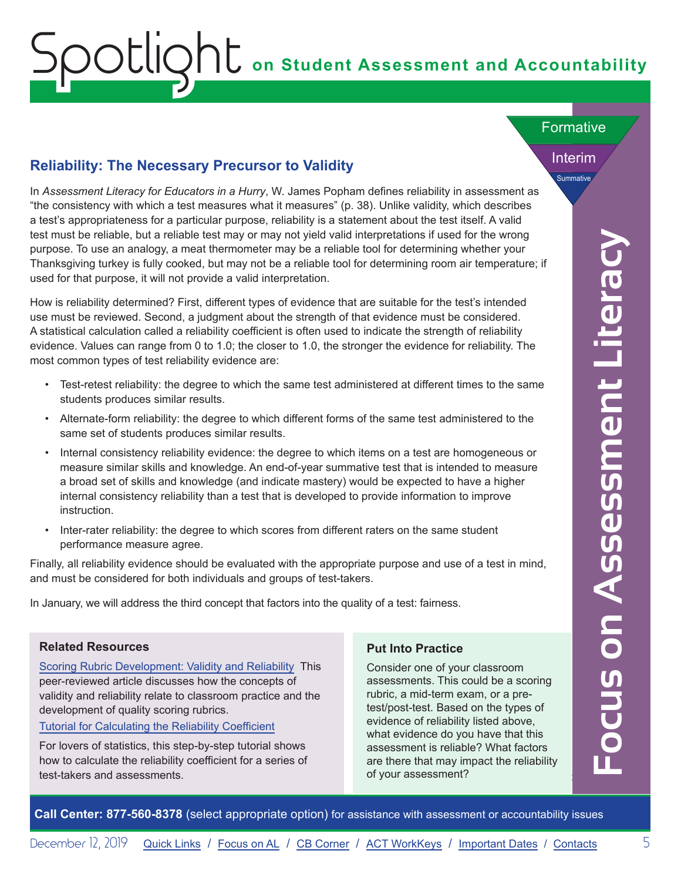## Reliability: The Necessary Precursor to Validity

In *Assessment Literacy for Educators in a Hurry*, W. James Popham defines reliability in assessment as "the consistency with which a test measures what it measures" (p. 38). Unlike validity, which describes a test's appropriateness for a particular purpose, reliability is a statement about the test itself. A valid test must be reliable, but a reliable test may or may not yield valid interpretations if used for the wrong purpose. To use an analogy, a meat thermometer may be a reliable tool for determining whether your Thanksgiving turkey is fully cooked, but may not be a reliable tool for determining room air temperature; if used for that purpose, it will not provide a valid interpretation.

How is reliability determined? First, different types of evidence that are suitable for the test's intended use must be reviewed. Second, a judgment about the strength of that evidence must be considered. A statistical calculation called a reliability coefficient is often used to indicate the strength of reliability evidence. Values can range from 0 to 1.0; the closer to 1.0, the stronger the evidence for reliability. The most common types of test reliability evidence are:

- Test-retest reliability: the degree to which the same test administered at different times to the same students produces similar results.
- Alternate-form reliability: the degree to which different forms of the same test administered to the same set of students produces similar results.
- Internal consistency reliability evidence: the degree to which items on a test are homogeneous or measure similar skills and knowledge. An end-of-year summative test that is intended to measure a broad set of skills and knowledge (and indicate mastery) would be expected to have a higher internal consistency reliability than a test that is developed to provide information to improve instruction.
- Inter-rater reliability: the degree to which scores from different raters on the same student performance measure agree.

Finally, all reliability evidence should be evaluated with the appropriate purpose and use of a test in mind, and must be considered for both individuals and groups of test-takers.

In January, we will address the third concept that factors into the quality of a test: fairness.

### Related Resources

Scoring Rubric Development: Validity and Reliability This peer-reviewed article discusses how the concepts of validity and reliability relate to classroom practice and the development of quality scoring rubrics.

Tutorial for Calculating the Reliability Coefficient

For lovers of statistics, this step-by-step tutorial shows how to calculate the reliability coefficient for a series of test-takers and assessments.

### Put Into Practice

Consider one of your classroom assessments. This could be a scoring rubric, a mid-term exam, or a pre-test/post-test. Based on the types of evidence of reliability listed above, what evidence do you have that this assessment is reliable? What factors are there that may impact the reliability of your assessment?

**Call Center: 877-560-8378** (select appropriate option) for assistance with assessment or accountability issues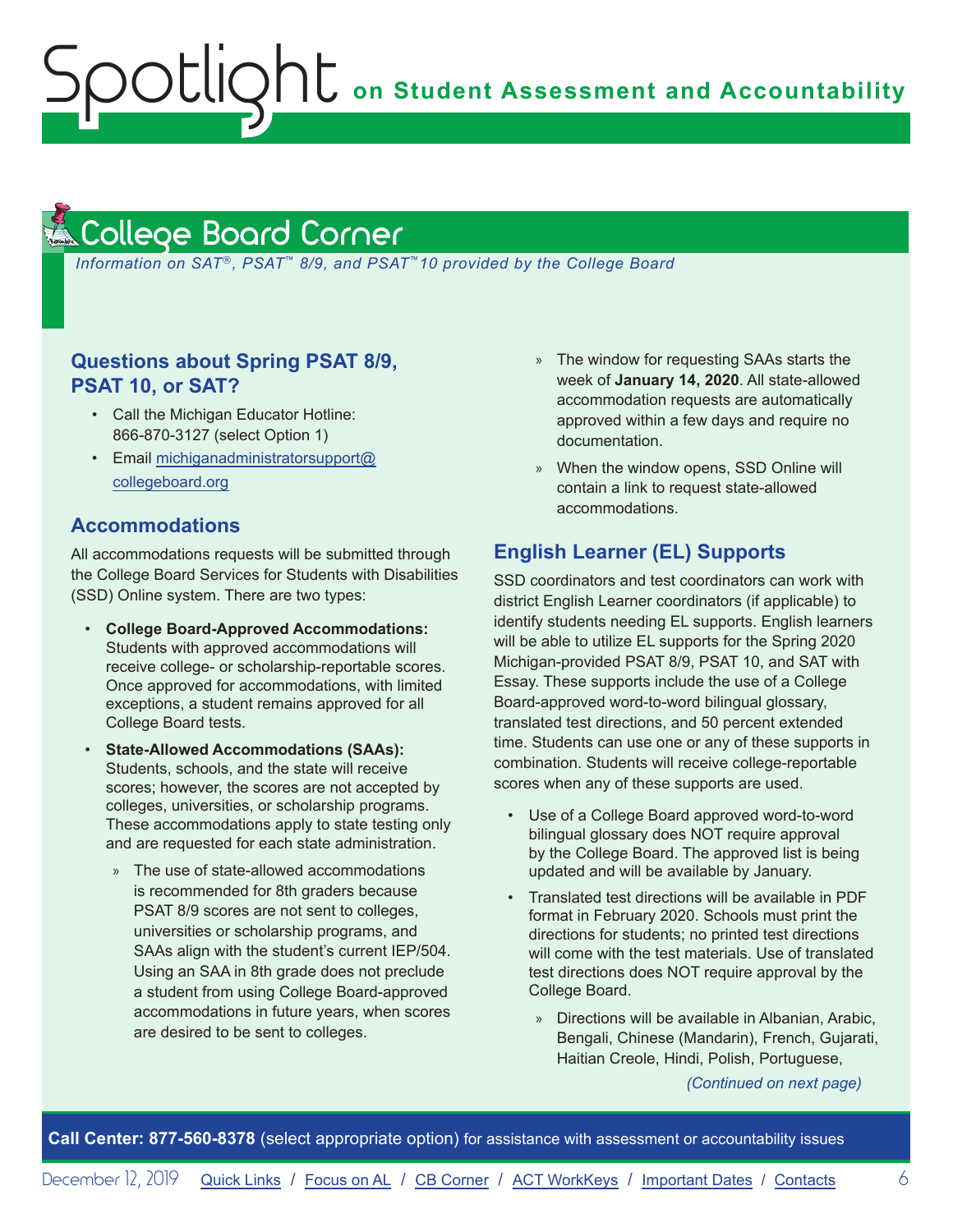# College Board Corner

*Information on SAT®, PSAT™ 8/9, and PSAT™10 provided by the College Board*

## Questions about Spring PSAT 8/9, PSAT 10, or SAT?

- Call the Michigan Educator Hotline: 866-870-3127 (select Option 1)
- Email michiganadministratorsupport@collegeboard.org

## Accommodations

All accommodations requests will be submitted through the College Board Services for Students with Disabilities (SSD) Online system. There are two types:

- **College Board-Approved Accommodations:** Students with approved accommodations will receive college- or scholarship-reportable scores. Once approved for accommodations, with limited exceptions, a student remains approved for all College Board tests.
- **State-Allowed Accommodations (SAAs):** Students, schools, and the state will receive scores; however, the scores are not accepted by colleges, universities, or scholarship programs. These accommodations apply to state testing only and are requested for each state administration.
  - The use of state-allowed accommodations is recommended for 8th graders because PSAT 8/9 scores are not sent to colleges, universities or scholarship programs, and SAAs align with the student's current IEP/504. Using an SAA in 8th grade does not preclude a student from using College Board-approved accommodations in future years, when scores are desired to be sent to colleges.
  - The window for requesting SAAs starts the week of **January 14, 2020**. All state-allowed accommodation requests are automatically approved within a few days and require no documentation.
  - When the window opens, SSD Online will contain a link to request state-allowed accommodations.

## English Learner (EL) Supports

SSD coordinators and test coordinators can work with district English Learner coordinators (if applicable) to identify students needing EL supports. English learners will be able to utilize EL supports for the Spring 2020 Michigan-provided PSAT 8/9, PSAT 10, and SAT with Essay. These supports include the use of a College Board-approved word-to-word bilingual glossary, translated test directions, and 50 percent extended time. Students can use one or any of these supports in combination. Students will receive college-reportable scores when any of these supports are used.

- Use of a College Board approved word-to-word bilingual glossary does NOT require approval by the College Board. The approved list is being updated and will be available by January.
- Translated test directions will be available in PDF format in February 2020. Schools must print the directions for students; no printed test directions will come with the test materials. Use of translated test directions does NOT require approval by the College Board.
  - Directions will be available in Albanian, Arabic, Bengali, Chinese (Mandarin), French, Gujarati, Haitian Creole, Hindi, Polish, Portuguese,

*(Continued on next page)*

**Call Center: 877-560-8378** (select appropriate option) for assistance with assessment or accountability issues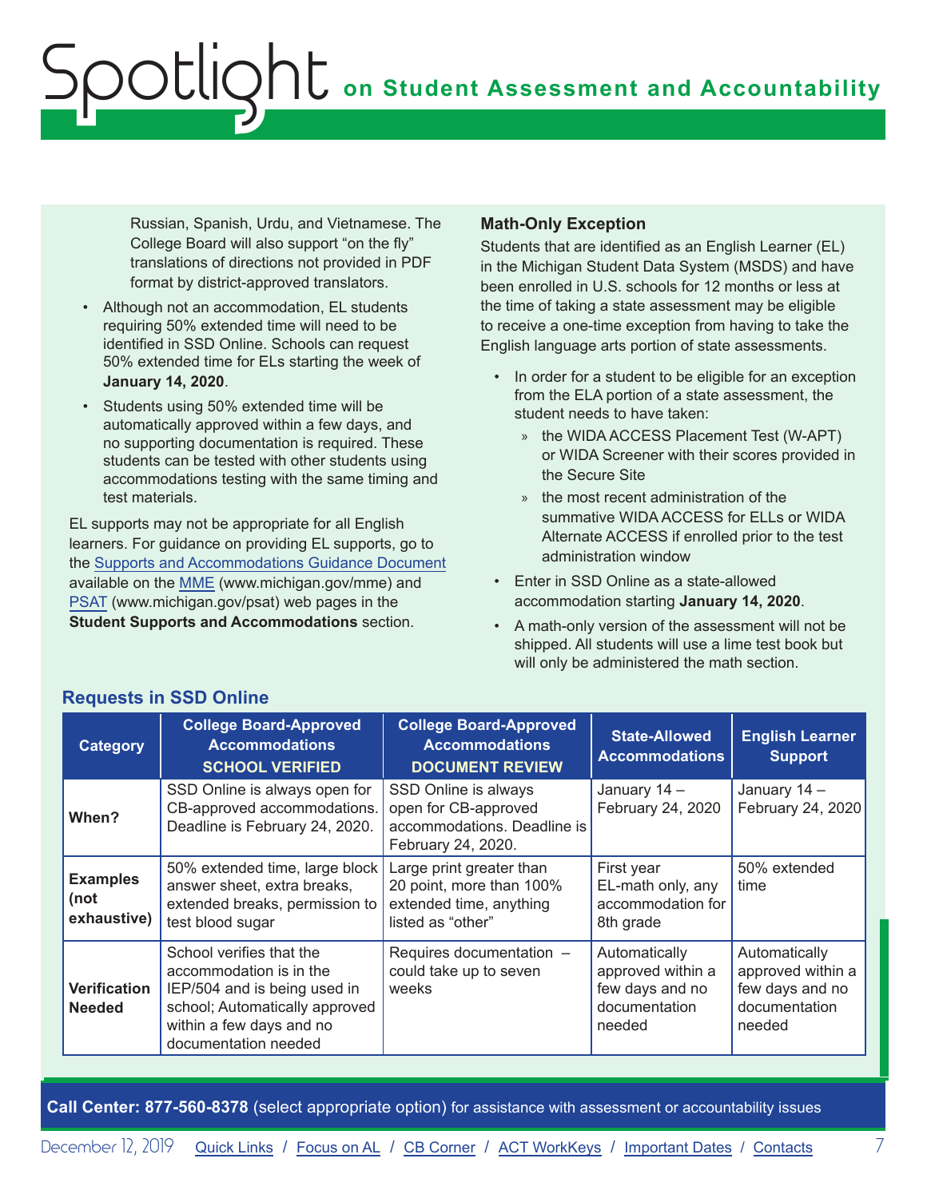Russian, Spanish, Urdu, and Vietnamese. The College Board will also support "on the fly" translations of directions not provided in PDF format by district-approved translators.

- Although not an accommodation, EL students requiring 50% extended time will need to be identified in SSD Online. Schools can request 50% extended time for ELs starting the week of **January 14, 2020**.
- Students using 50% extended time will be automatically approved within a few days, and no supporting documentation is required. These students can be tested with other students using accommodations testing with the same timing and test materials.

EL supports may not be appropriate for all English learners. For guidance on providing EL supports, go to the Supports and Accommodations Guidance Document available on the MME (www.michigan.gov/mme) and PSAT (www.michigan.gov/psat) web pages in the **Student Supports and Accommodations** section.

### Math-Only Exception

Students that are identified as an English Learner (EL) in the Michigan Student Data System (MSDS) and have been enrolled in U.S. schools for 12 months or less at the time of taking a state assessment may be eligible to receive a one-time exception from having to take the English language arts portion of state assessments.

- In order for a student to be eligible for an exception from the ELA portion of a state assessment, the student needs to have taken:
  - the WIDA ACCESS Placement Test (W-APT) or WIDA Screener with their scores provided in the Secure Site
  - the most recent administration of the summative WIDA ACCESS for ELLs or WIDA Alternate ACCESS if enrolled prior to the test administration window
- Enter in SSD Online as a state-allowed accommodation starting **January 14, 2020**.
- A math-only version of the assessment will not be shipped. All students will use a lime test book but will only be administered the math section.

### Requests in SSD Online

| Category | College Board-Approved Accommodations SCHOOL VERIFIED | College Board-Approved Accommodations DOCUMENT REVIEW | State-Allowed Accommodations | English Learner Support |
|---|---|---|---|---|
| **When?** | SSD Online is always open for CB-approved accommodations. Deadline is February 24, 2020. | SSD Online is always open for CB-approved accommodations. Deadline is February 24, 2020. | January 14 – February 24, 2020 | January 14 – February 24, 2020 |
| **Examples (not exhaustive)** | 50% extended time, large block answer sheet, extra breaks, extended breaks, permission to test blood sugar | Large print greater than 20 point, more than 100% extended time, anything listed as "other" | First year EL-math only, any accommodation for 8th grade | 50% extended time |
| **Verification Needed** | School verifies that the accommodation is in the IEP/504 and is being used in school; Automatically approved within a few days and no documentation needed | Requires documentation – could take up to seven weeks | Automatically approved within a few days and no documentation needed | Automatically approved within a few days and no documentation needed |

**Call Center: 877-560-8378** (select appropriate option) for assistance with assessment or accountability issues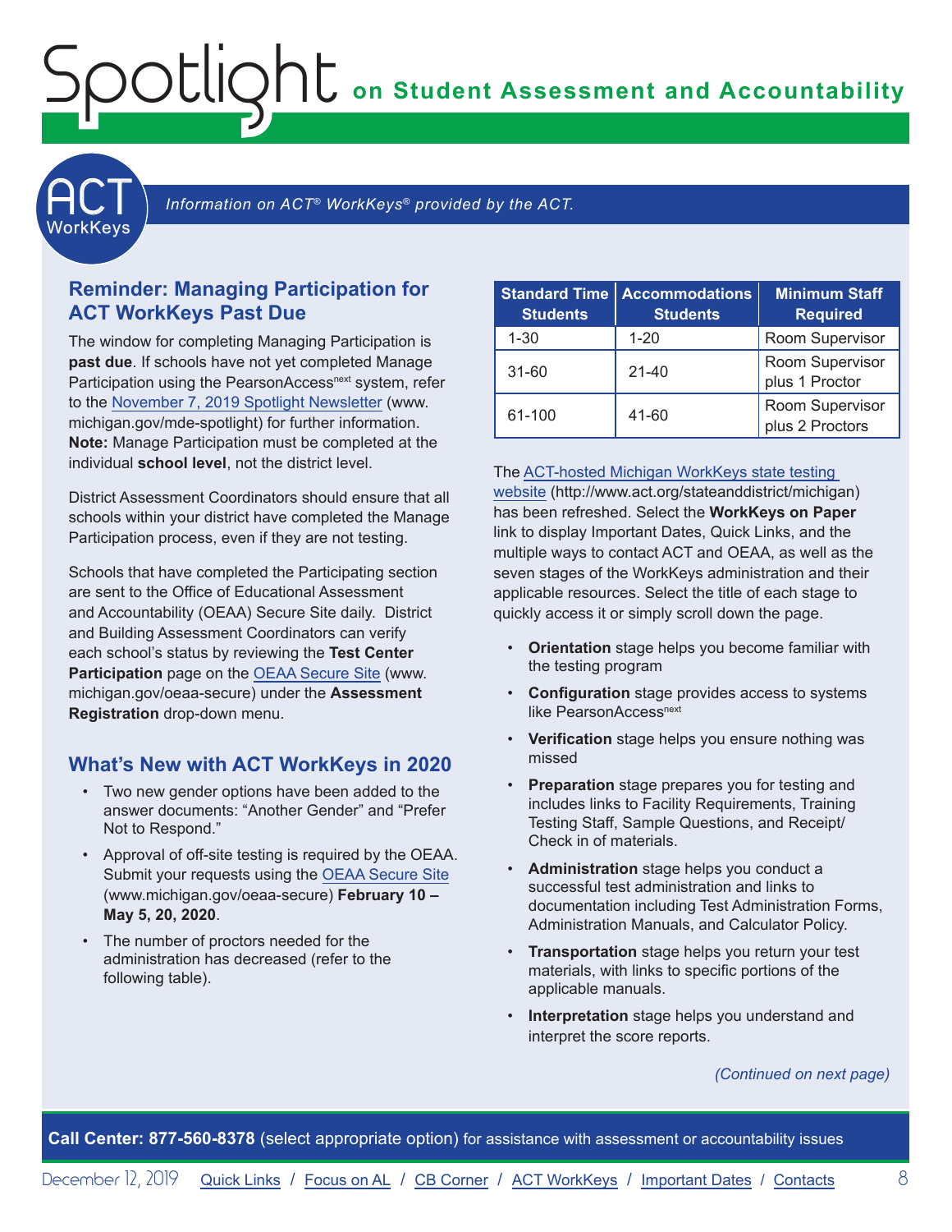# Spotlight on Student Assessment and Accountability

## ACT WorkKeys

*Information on ACT® WorkKeys® provided by the ACT.*

### Reminder: Managing Participation for ACT WorkKeys Past Due

The window for completing Managing Participation is **past due**. If schools have not yet completed Manage Participation using the PearsonAccess[next] system, refer to the November 7, 2019 Spotlight Newsletter (www.michigan.gov/mde-spotlight) for further information. **Note:** Manage Participation must be completed at the individual **school level**, not the district level.

District Assessment Coordinators should ensure that all schools within your district have completed the Manage Participation process, even if they are not testing.

Schools that have completed the Participating section are sent to the Office of Educational Assessment and Accountability (OEAA) Secure Site daily. District and Building Assessment Coordinators can verify each school's status by reviewing the **Test Center Participation** page on the OEAA Secure Site (www.michigan.gov/oeaa-secure) under the **Assessment Registration** drop-down menu.

### What's New with ACT WorkKeys in 2020

- Two new gender options have been added to the answer documents: "Another Gender" and "Prefer Not to Respond."
- Approval of off-site testing is required by the OEAA. Submit your requests using the OEAA Secure Site (www.michigan.gov/oeaa-secure) **February 10 – May 5, 20, 2020**.
- The number of proctors needed for the administration has decreased (refer to the following table).

| Standard Time Students | Accommodations Students | Minimum Staff Required |
|---|---|---|
| 1-30 | 1-20 | Room Supervisor |
| 31-60 | 21-40 | Room Supervisor plus 1 Proctor |
| 61-100 | 41-60 | Room Supervisor plus 2 Proctors |

The ACT-hosted Michigan WorkKeys state testing website (http://www.act.org/stateanddistrict/michigan) has been refreshed. Select the **WorkKeys on Paper** link to display Important Dates, Quick Links, and the multiple ways to contact ACT and OEAA, as well as the seven stages of the WorkKeys administration and their applicable resources. Select the title of each stage to quickly access it or simply scroll down the page.

- **Orientation** stage helps you become familiar with the testing program
- **Configuration** stage provides access to systems like PearsonAccess[next]
- **Verification** stage helps you ensure nothing was missed
- **Preparation** stage prepares you for testing and includes links to Facility Requirements, Training Testing Staff, Sample Questions, and Receipt/Check in of materials.
- **Administration** stage helps you conduct a successful test administration and links to documentation including Test Administration Forms, Administration Manuals, and Calculator Policy.
- **Transportation** stage helps you return your test materials, with links to specific portions of the applicable manuals.
- **Interpretation** stage helps you understand and interpret the score reports.

*(Continued on next page)*

**Call Center: 877-560-8378** (select appropriate option) for assistance with assessment or accountability issues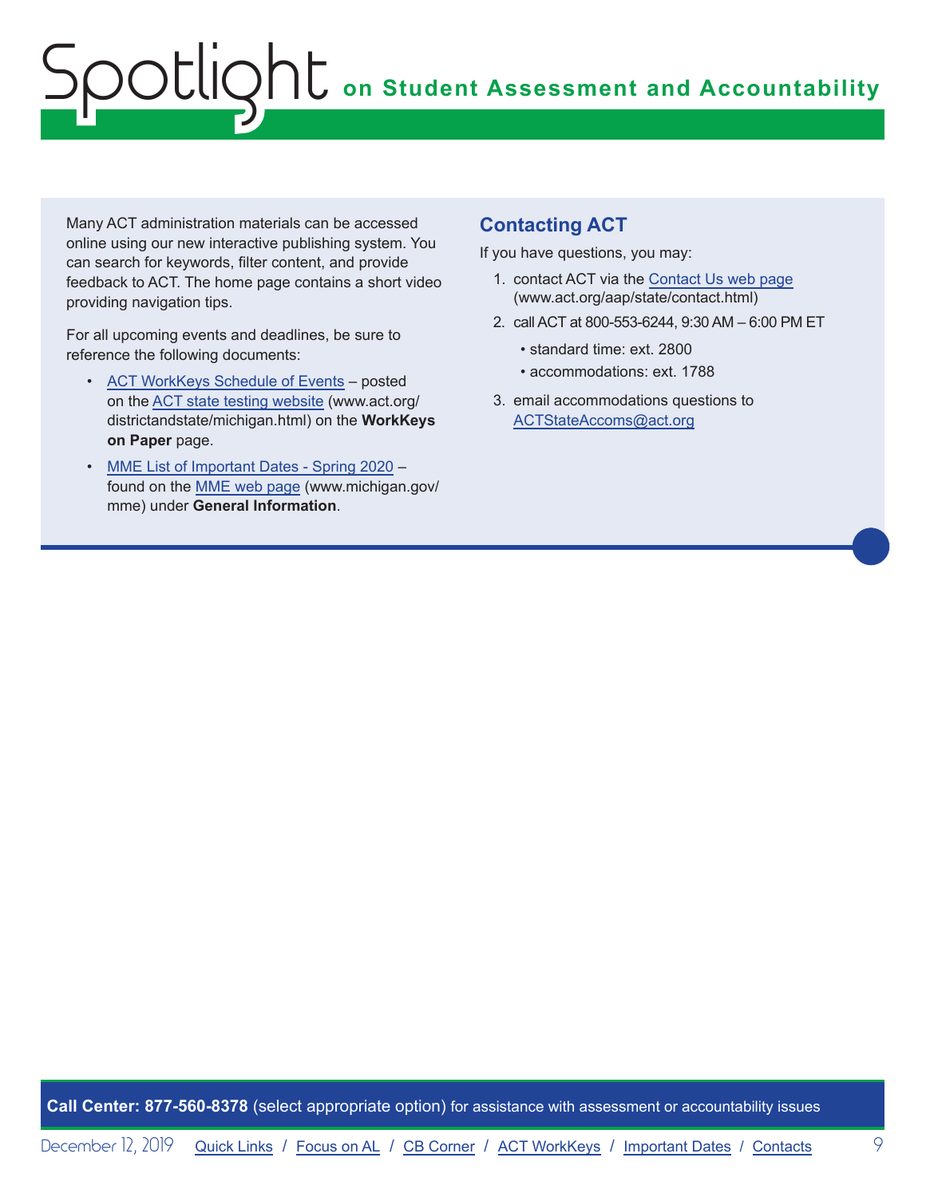Many ACT administration materials can be accessed online using our new interactive publishing system. You can search for keywords, filter content, and provide feedback to ACT. The home page contains a short video providing navigation tips.

For all upcoming events and deadlines, be sure to reference the following documents:

- ACT WorkKeys Schedule of Events – posted on the ACT state testing website (www.act.org/districtandstate/michigan.html) on the **WorkKeys on Paper** page.
- MME List of Important Dates - Spring 2020 – found on the MME web page (www.michigan.gov/mme) under **General Information**.

## Contacting ACT

If you have questions, you may:

1. contact ACT via the Contact Us web page (www.act.org/aap/state/contact.html)
2. call ACT at 800-553-6244, 9:30 AM – 6:00 PM ET
   - standard time: ext. 2800
   - accommodations: ext. 1788
3. email accommodations questions to ACTStateAccoms@act.org

**Call Center: 877-560-8378** (select appropriate option) for assistance with assessment or accountability issues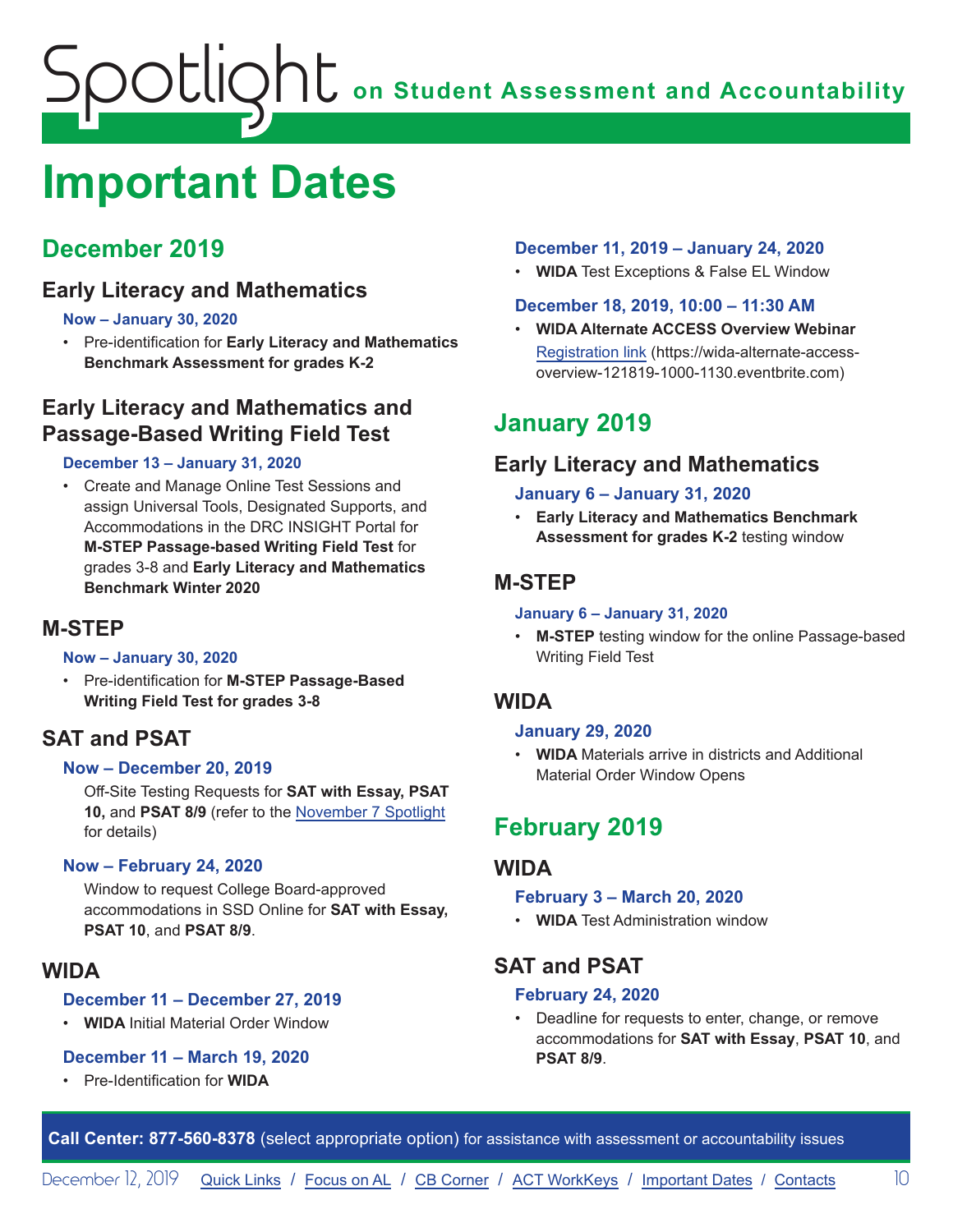# Important Dates

## December 2019

### Early Literacy and Mathematics

**Now – January 30, 2020**

- Pre-identification for **Early Literacy and Mathematics Benchmark Assessment for grades K-2**

### Early Literacy and Mathematics and Passage-Based Writing Field Test

**December 13 – January 31, 2020**

- Create and Manage Online Test Sessions and assign Universal Tools, Designated Supports, and Accommodations in the DRC INSIGHT Portal for **M-STEP Passage-based Writing Field Test** for grades 3-8 and **Early Literacy and Mathematics Benchmark Winter 2020**

### M-STEP

**Now – January 30, 2020**

- Pre-identification for **M-STEP Passage-Based Writing Field Test for grades 3-8**

### SAT and PSAT

**Now – December 20, 2019**

Off-Site Testing Requests for **SAT with Essay, PSAT 10,** and **PSAT 8/9** (refer to the November 7 Spotlight for details)

**Now – February 24, 2020**

Window to request College Board-approved accommodations in SSD Online for **SAT with Essay, PSAT 10**, and **PSAT 8/9**.

### WIDA

**December 11 – December 27, 2019**

- **WIDA** Initial Material Order Window

**December 11 – March 19, 2020**

- Pre-Identification for **WIDA**

**December 11, 2019 – January 24, 2020**

- **WIDA** Test Exceptions & False EL Window

**December 18, 2019, 10:00 – 11:30 AM**

- **WIDA Alternate ACCESS Overview Webinar**
  Registration link (https://wida-alternate-access-overview-121819-1000-1130.eventbrite.com)

## January 2019

### Early Literacy and Mathematics

**January 6 – January 31, 2020**

- **Early Literacy and Mathematics Benchmark Assessment for grades K-2** testing window

### M-STEP

**January 6 – January 31, 2020**

- **M-STEP** testing window for the online Passage-based Writing Field Test

### WIDA

**January 29, 2020**

- **WIDA** Materials arrive in districts and Additional Material Order Window Opens

## February 2019

### WIDA

**February 3 – March 20, 2020**

- **WIDA** Test Administration window

### SAT and PSAT

**February 24, 2020**

- Deadline for requests to enter, change, or remove accommodations for **SAT with Essay**, **PSAT 10**, and **PSAT 8/9**.

**Call Center: 877-560-8378** (select appropriate option) for assistance with assessment or accountability issues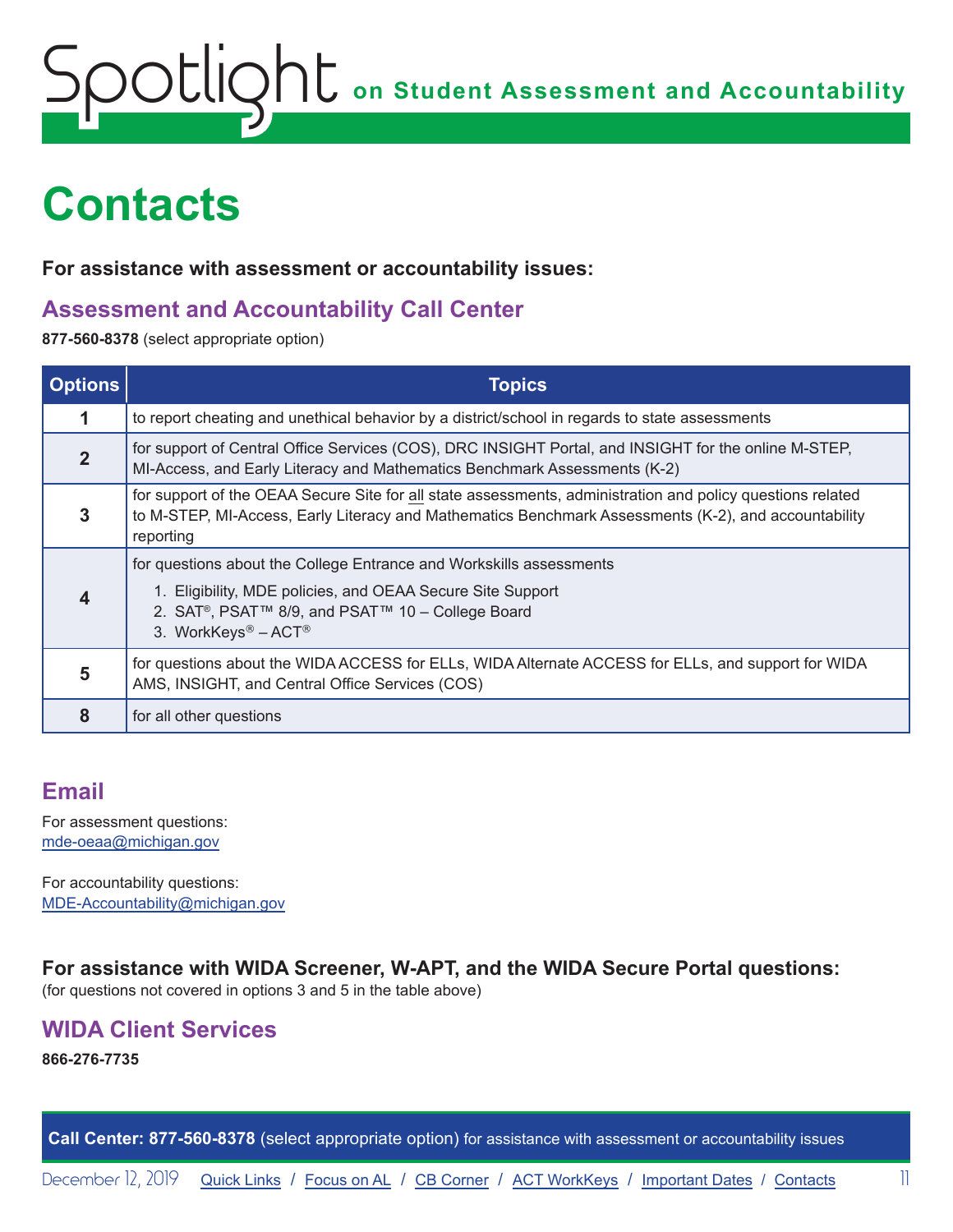# Contacts

**For assistance with assessment or accountability issues:**

## Assessment and Accountability Call Center

**877-560-8378** (select appropriate option)

| Options | Topics |
|---|---|
| **1** | to report cheating and unethical behavior by a district/school in regards to state assessments |
| **2** | for support of Central Office Services (COS), DRC INSIGHT Portal, and INSIGHT for the online M-STEP, MI-Access, and Early Literacy and Mathematics Benchmark Assessments (K-2) |
| **3** | for support of the OEAA Secure Site for all state assessments, administration and policy questions related to M-STEP, MI-Access, Early Literacy and Mathematics Benchmark Assessments (K-2), and accountability reporting |
| **4** | for questions about the College Entrance and Workskills assessments<br>1. Eligibility, MDE policies, and OEAA Secure Site Support<br>2. SAT®, PSAT™ 8/9, and PSAT™ 10 – College Board<br>3. WorkKeys® – ACT® |
| **5** | for questions about the WIDA ACCESS for ELLs, WIDA Alternate ACCESS for ELLs, and support for WIDA AMS, INSIGHT, and Central Office Services (COS) |
| **8** | for all other questions |

## Email

For assessment questions:
mde-oeaa@michigan.gov

For accountability questions:
MDE-Accountability@michigan.gov

**For assistance with WIDA Screener, W-APT, and the WIDA Secure Portal questions:**
(for questions not covered in options 3 and 5 in the table above)

## WIDA Client Services

**866-276-7735**

**Call Center: 877-560-8378** (select appropriate option) for assistance with assessment or accountability issues